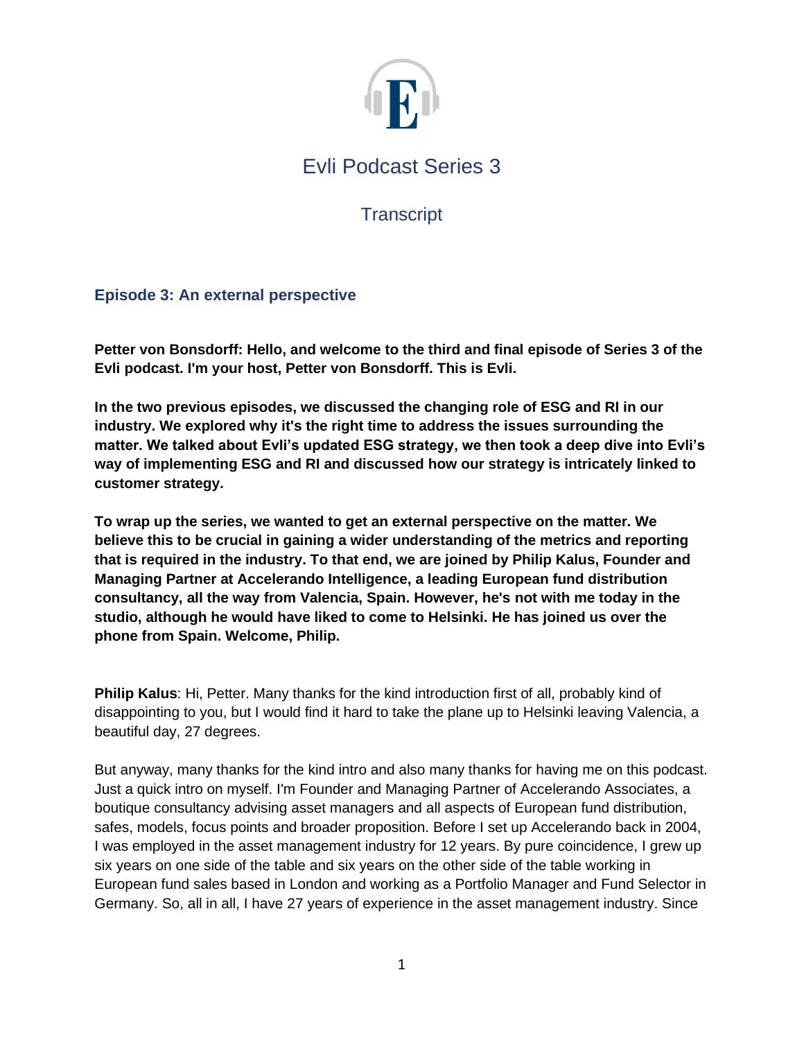# Evli Podcast Series 3

## Transcript

### Episode 3: An external perspective

**Petter von Bonsdorff: Hello, and welcome to the third and final episode of Series 3 of the Evli podcast. I'm your host, Petter von Bonsdorff. This is Evli.**

**In the two previous episodes, we discussed the changing role of ESG and RI in our industry. We explored why it's the right time to address the issues surrounding the matter. We talked about Evli's updated ESG strategy, we then took a deep dive into Evli's way of implementing ESG and RI and discussed how our strategy is intricately linked to customer strategy.**

**To wrap up the series, we wanted to get an external perspective on the matter. We believe this to be crucial in gaining a wider understanding of the metrics and reporting that is required in the industry. To that end, we are joined by Philip Kalus, Founder and Managing Partner at Accelerando Intelligence, a leading European fund distribution consultancy, all the way from Valencia, Spain. However, he's not with me today in the studio, although he would have liked to come to Helsinki. He has joined us over the phone from Spain. Welcome, Philip.**

**Philip Kalus**: Hi, Petter. Many thanks for the kind introduction first of all, probably kind of disappointing to you, but I would find it hard to take the plane up to Helsinki leaving Valencia, a beautiful day, 27 degrees.

But anyway, many thanks for the kind intro and also many thanks for having me on this podcast. Just a quick intro on myself. I'm Founder and Managing Partner of Accelerando Associates, a boutique consultancy advising asset managers and all aspects of European fund distribution, safes, models, focus points and broader proposition. Before I set up Accelerando back in 2004, I was employed in the asset management industry for 12 years. By pure coincidence, I grew up six years on one side of the table and six years on the other side of the table working in European fund sales based in London and working as a Portfolio Manager and Fund Selector in Germany. So, all in all, I have 27 years of experience in the asset management industry. Since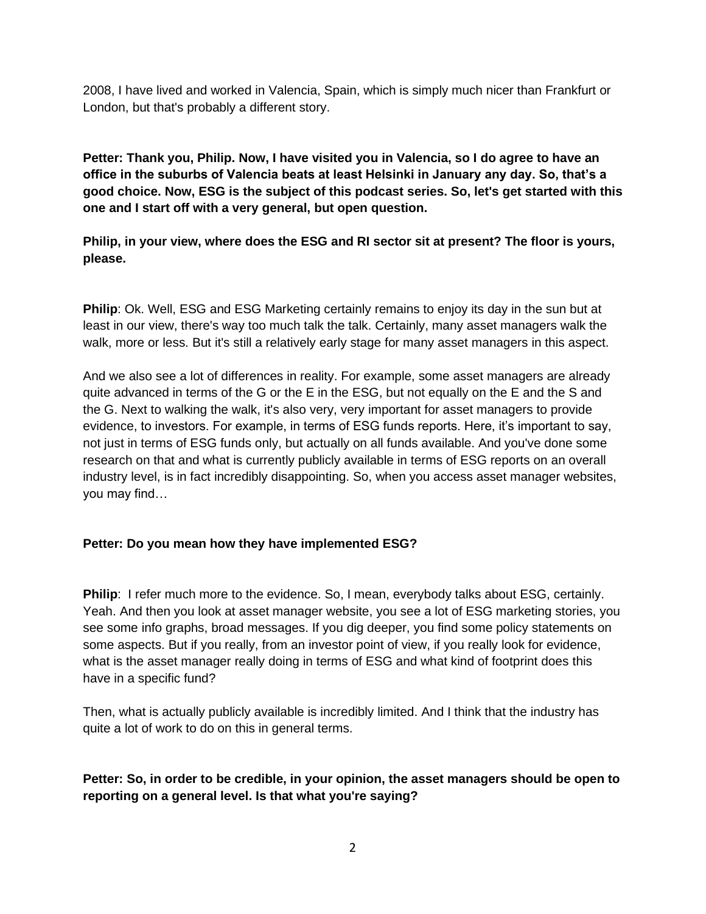2008, I have lived and worked in Valencia, Spain, which is simply much nicer than Frankfurt or London, but that's probably a different story.

**Petter: Thank you, Philip. Now, I have visited you in Valencia, so I do agree to have an office in the suburbs of Valencia beats at least Helsinki in January any day. So, that's a good choice. Now, ESG is the subject of this podcast series. So, let's get started with this one and I start off with a very general, but open question.**

**Philip, in your view, where does the ESG and RI sector sit at present? The floor is yours, please.**

**Philip**: Ok. Well, ESG and ESG Marketing certainly remains to enjoy its day in the sun but at least in our view, there's way too much talk the talk. Certainly, many asset managers walk the walk, more or less. But it's still a relatively early stage for many asset managers in this aspect.

And we also see a lot of differences in reality. For example, some asset managers are already quite advanced in terms of the G or the E in the ESG, but not equally on the E and the S and the G. Next to walking the walk, it's also very, very important for asset managers to provide evidence, to investors. For example, in terms of ESG funds reports. Here, it's important to say, not just in terms of ESG funds only, but actually on all funds available. And you've done some research on that and what is currently publicly available in terms of ESG reports on an overall industry level, is in fact incredibly disappointing. So, when you access asset manager websites, you may find…

**Petter: Do you mean how they have implemented ESG?**

**Philip**: I refer much more to the evidence. So, I mean, everybody talks about ESG, certainly. Yeah. And then you look at asset manager website, you see a lot of ESG marketing stories, you see some info graphs, broad messages. If you dig deeper, you find some policy statements on some aspects. But if you really, from an investor point of view, if you really look for evidence, what is the asset manager really doing in terms of ESG and what kind of footprint does this have in a specific fund?

Then, what is actually publicly available is incredibly limited. And I think that the industry has quite a lot of work to do on this in general terms.

**Petter: So, in order to be credible, in your opinion, the asset managers should be open to reporting on a general level. Is that what you're saying?**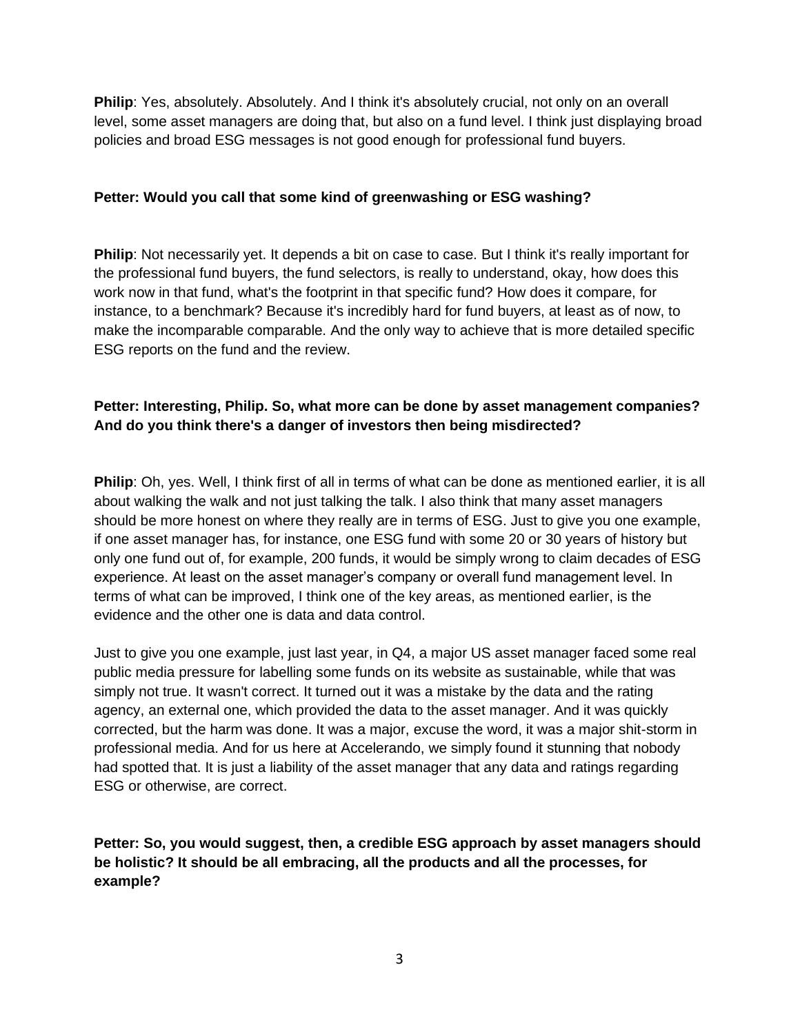**Philip**: Yes, absolutely. Absolutely. And I think it's absolutely crucial, not only on an overall level, some asset managers are doing that, but also on a fund level. I think just displaying broad policies and broad ESG messages is not good enough for professional fund buyers.

**Petter: Would you call that some kind of greenwashing or ESG washing?**

**Philip**: Not necessarily yet. It depends a bit on case to case. But I think it's really important for the professional fund buyers, the fund selectors, is really to understand, okay, how does this work now in that fund, what's the footprint in that specific fund? How does it compare, for instance, to a benchmark? Because it's incredibly hard for fund buyers, at least as of now, to make the incomparable comparable. And the only way to achieve that is more detailed specific ESG reports on the fund and the review.

**Petter: Interesting, Philip. So, what more can be done by asset management companies? And do you think there's a danger of investors then being misdirected?**

**Philip**: Oh, yes. Well, I think first of all in terms of what can be done as mentioned earlier, it is all about walking the walk and not just talking the talk. I also think that many asset managers should be more honest on where they really are in terms of ESG. Just to give you one example, if one asset manager has, for instance, one ESG fund with some 20 or 30 years of history but only one fund out of, for example, 200 funds, it would be simply wrong to claim decades of ESG experience. At least on the asset manager's company or overall fund management level. In terms of what can be improved, I think one of the key areas, as mentioned earlier, is the evidence and the other one is data and data control.

Just to give you one example, just last year, in Q4, a major US asset manager faced some real public media pressure for labelling some funds on its website as sustainable, while that was simply not true. It wasn't correct. It turned out it was a mistake by the data and the rating agency, an external one, which provided the data to the asset manager. And it was quickly corrected, but the harm was done. It was a major, excuse the word, it was a major shit-storm in professional media. And for us here at Accelerando, we simply found it stunning that nobody had spotted that. It is just a liability of the asset manager that any data and ratings regarding ESG or otherwise, are correct.

**Petter: So, you would suggest, then, a credible ESG approach by asset managers should be holistic? It should be all embracing, all the products and all the processes, for example?**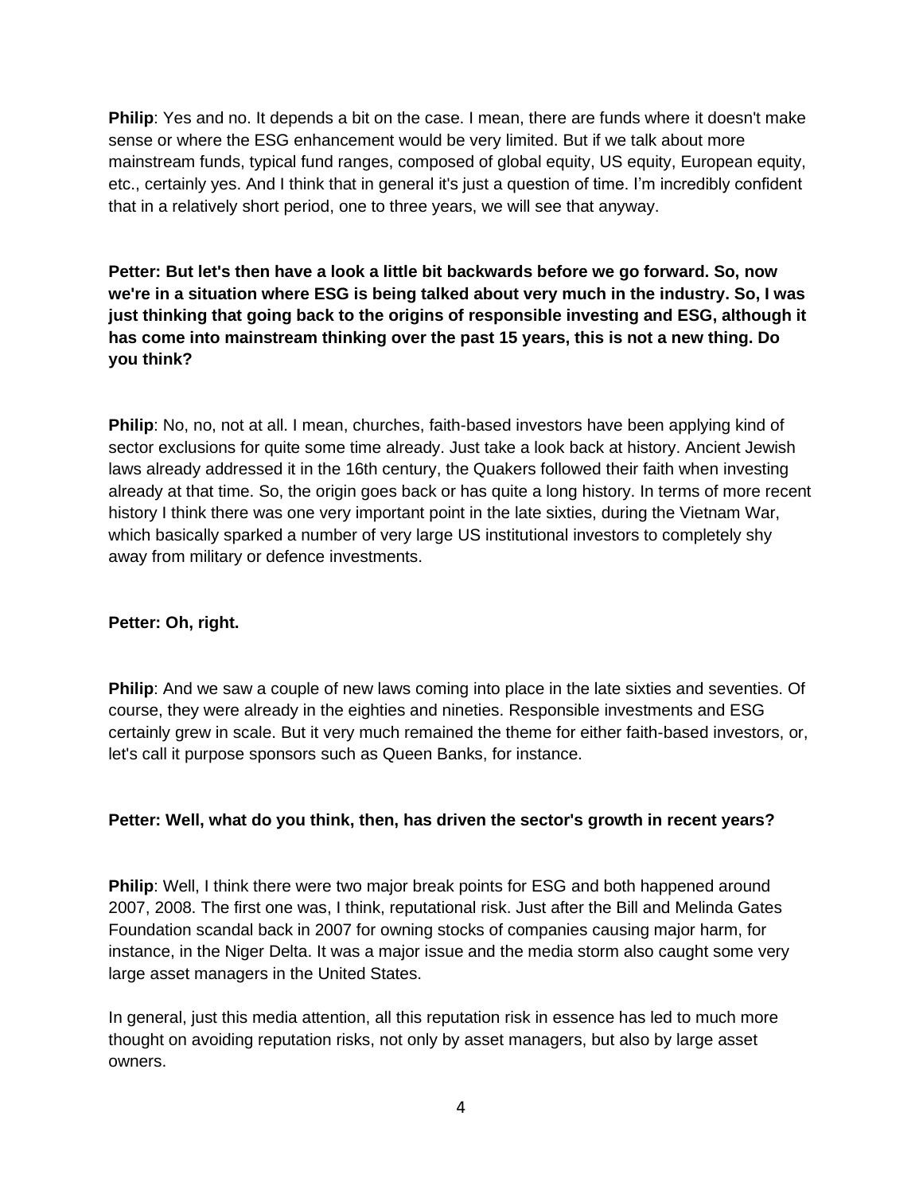**Philip**: Yes and no. It depends a bit on the case. I mean, there are funds where it doesn't make sense or where the ESG enhancement would be very limited. But if we talk about more mainstream funds, typical fund ranges, composed of global equity, US equity, European equity, etc., certainly yes. And I think that in general it's just a question of time. I'm incredibly confident that in a relatively short period, one to three years, we will see that anyway.

**Petter: But let's then have a look a little bit backwards before we go forward. So, now we're in a situation where ESG is being talked about very much in the industry. So, I was just thinking that going back to the origins of responsible investing and ESG, although it has come into mainstream thinking over the past 15 years, this is not a new thing. Do you think?**

**Philip**: No, no, not at all. I mean, churches, faith-based investors have been applying kind of sector exclusions for quite some time already. Just take a look back at history. Ancient Jewish laws already addressed it in the 16th century, the Quakers followed their faith when investing already at that time. So, the origin goes back or has quite a long history. In terms of more recent history I think there was one very important point in the late sixties, during the Vietnam War, which basically sparked a number of very large US institutional investors to completely shy away from military or defence investments.

**Petter: Oh, right.**

**Philip**: And we saw a couple of new laws coming into place in the late sixties and seventies. Of course, they were already in the eighties and nineties. Responsible investments and ESG certainly grew in scale. But it very much remained the theme for either faith-based investors, or, let's call it purpose sponsors such as Queen Banks, for instance.

**Petter: Well, what do you think, then, has driven the sector's growth in recent years?**

**Philip**: Well, I think there were two major break points for ESG and both happened around 2007, 2008. The first one was, I think, reputational risk. Just after the Bill and Melinda Gates Foundation scandal back in 2007 for owning stocks of companies causing major harm, for instance, in the Niger Delta. It was a major issue and the media storm also caught some very large asset managers in the United States.

In general, just this media attention, all this reputation risk in essence has led to much more thought on avoiding reputation risks, not only by asset managers, but also by large asset owners.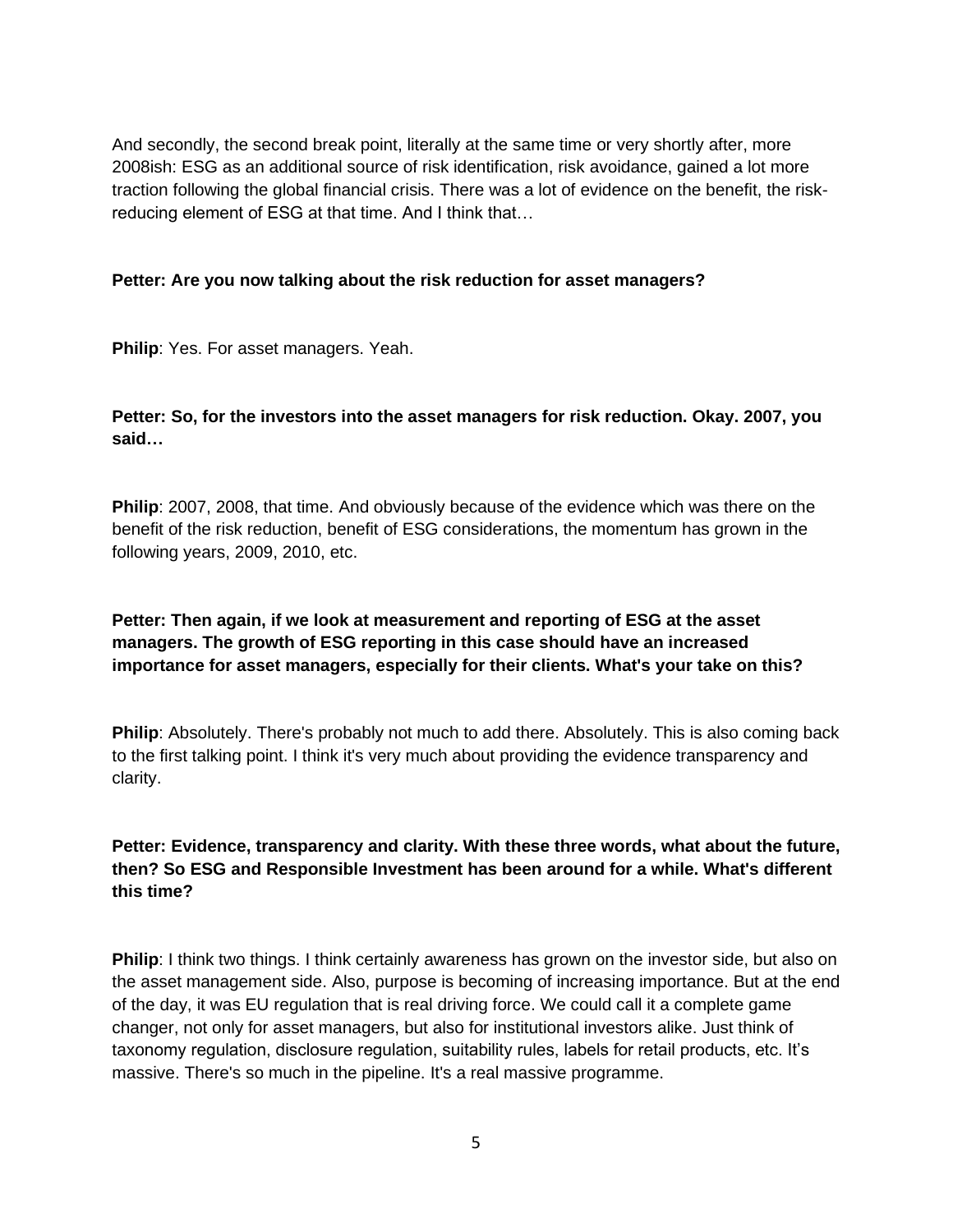And secondly, the second break point, literally at the same time or very shortly after, more 2008ish: ESG as an additional source of risk identification, risk avoidance, gained a lot more traction following the global financial crisis. There was a lot of evidence on the benefit, the risk-reducing element of ESG at that time. And I think that…

**Petter: Are you now talking about the risk reduction for asset managers?**

**Philip**: Yes. For asset managers. Yeah.

**Petter: So, for the investors into the asset managers for risk reduction. Okay. 2007, you said…**

**Philip**: 2007, 2008, that time. And obviously because of the evidence which was there on the benefit of the risk reduction, benefit of ESG considerations, the momentum has grown in the following years, 2009, 2010, etc.

**Petter: Then again, if we look at measurement and reporting of ESG at the asset managers. The growth of ESG reporting in this case should have an increased importance for asset managers, especially for their clients. What's your take on this?**

**Philip**: Absolutely. There's probably not much to add there. Absolutely. This is also coming back to the first talking point. I think it's very much about providing the evidence transparency and clarity.

**Petter: Evidence, transparency and clarity. With these three words, what about the future, then? So ESG and Responsible Investment has been around for a while. What's different this time?**

**Philip**: I think two things. I think certainly awareness has grown on the investor side, but also on the asset management side. Also, purpose is becoming of increasing importance. But at the end of the day, it was EU regulation that is real driving force. We could call it a complete game changer, not only for asset managers, but also for institutional investors alike. Just think of taxonomy regulation, disclosure regulation, suitability rules, labels for retail products, etc. It's massive. There's so much in the pipeline. It's a real massive programme.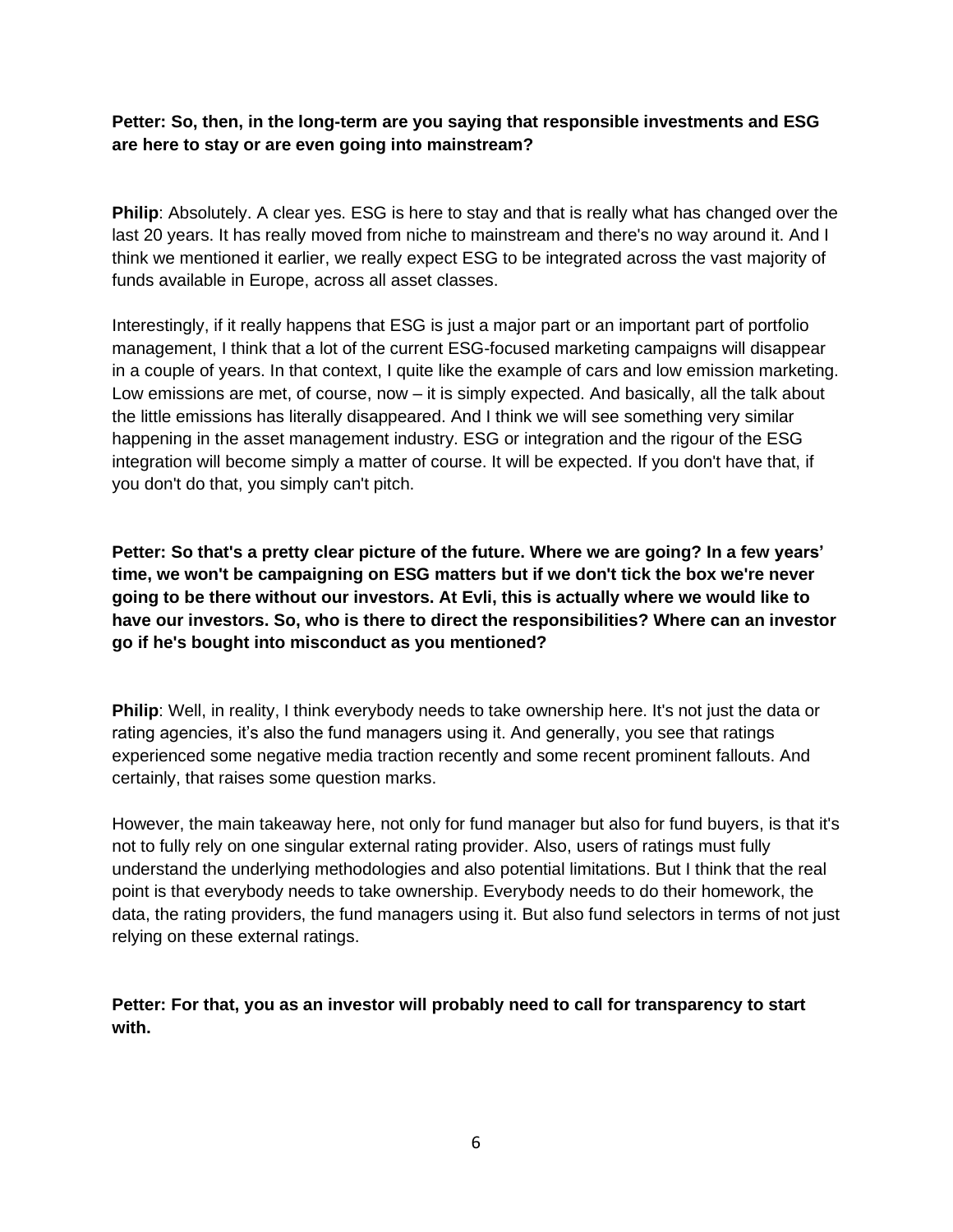**Petter: So, then, in the long-term are you saying that responsible investments and ESG are here to stay or are even going into mainstream?**

**Philip**: Absolutely. A clear yes. ESG is here to stay and that is really what has changed over the last 20 years. It has really moved from niche to mainstream and there's no way around it. And I think we mentioned it earlier, we really expect ESG to be integrated across the vast majority of funds available in Europe, across all asset classes.

Interestingly, if it really happens that ESG is just a major part or an important part of portfolio management, I think that a lot of the current ESG-focused marketing campaigns will disappear in a couple of years. In that context, I quite like the example of cars and low emission marketing. Low emissions are met, of course, now – it is simply expected. And basically, all the talk about the little emissions has literally disappeared. And I think we will see something very similar happening in the asset management industry. ESG or integration and the rigour of the ESG integration will become simply a matter of course. It will be expected. If you don't have that, if you don't do that, you simply can't pitch.

**Petter: So that's a pretty clear picture of the future. Where we are going? In a few years' time, we won't be campaigning on ESG matters but if we don't tick the box we're never going to be there without our investors. At Evli, this is actually where we would like to have our investors. So, who is there to direct the responsibilities? Where can an investor go if he's bought into misconduct as you mentioned?**

**Philip**: Well, in reality, I think everybody needs to take ownership here. It's not just the data or rating agencies, it's also the fund managers using it. And generally, you see that ratings experienced some negative media traction recently and some recent prominent fallouts. And certainly, that raises some question marks.

However, the main takeaway here, not only for fund manager but also for fund buyers, is that it's not to fully rely on one singular external rating provider. Also, users of ratings must fully understand the underlying methodologies and also potential limitations. But I think that the real point is that everybody needs to take ownership. Everybody needs to do their homework, the data, the rating providers, the fund managers using it. But also fund selectors in terms of not just relying on these external ratings.

**Petter: For that, you as an investor will probably need to call for transparency to start with.**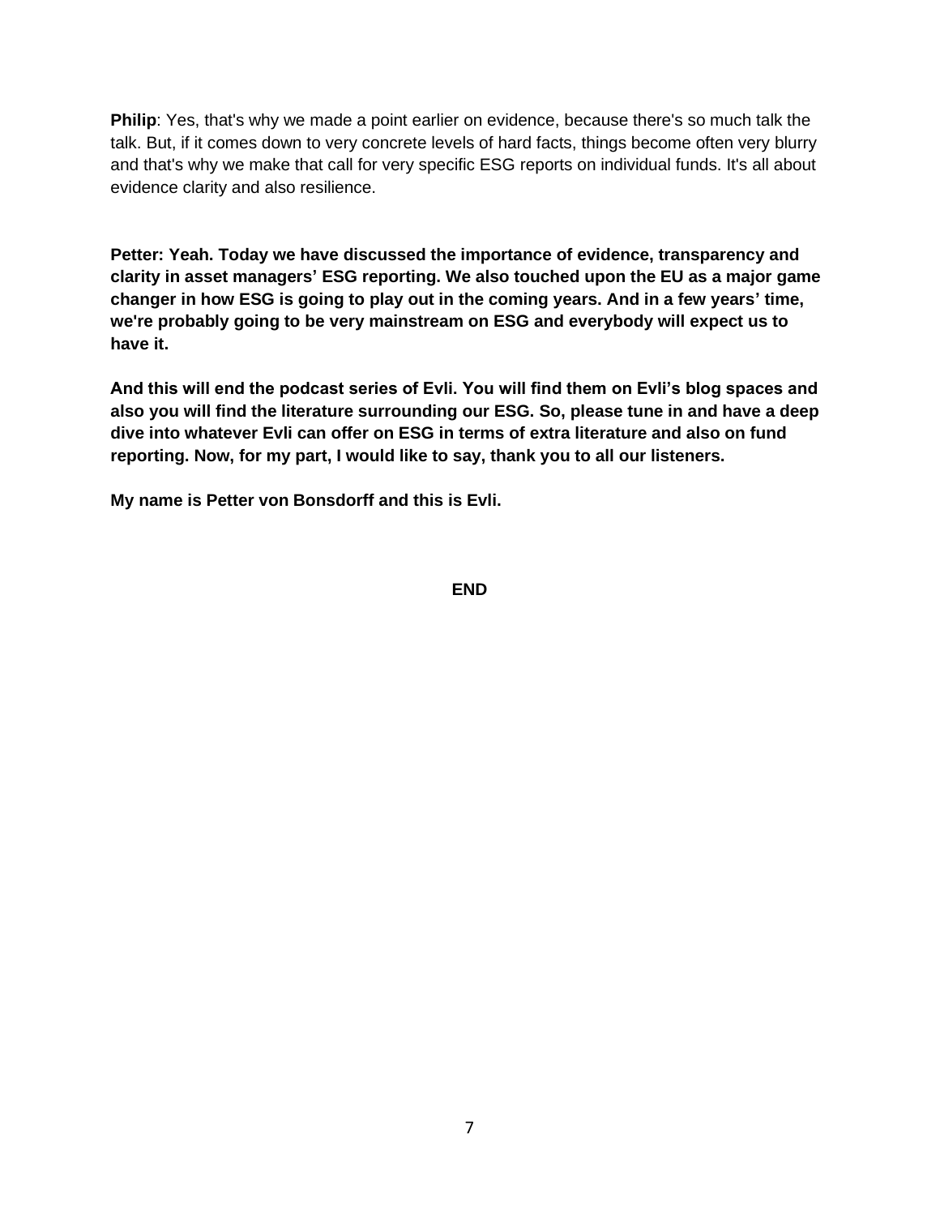**Philip**: Yes, that's why we made a point earlier on evidence, because there's so much talk the talk. But, if it comes down to very concrete levels of hard facts, things become often very blurry and that's why we make that call for very specific ESG reports on individual funds. It's all about evidence clarity and also resilience.

**Petter: Yeah. Today we have discussed the importance of evidence, transparency and clarity in asset managers' ESG reporting. We also touched upon the EU as a major game changer in how ESG is going to play out in the coming years. And in a few years' time, we're probably going to be very mainstream on ESG and everybody will expect us to have it.**

**And this will end the podcast series of Evli. You will find them on Evli's blog spaces and also you will find the literature surrounding our ESG. So, please tune in and have a deep dive into whatever Evli can offer on ESG in terms of extra literature and also on fund reporting. Now, for my part, I would like to say, thank you to all our listeners.**

**My name is Petter von Bonsdorff and this is Evli.**

**END**